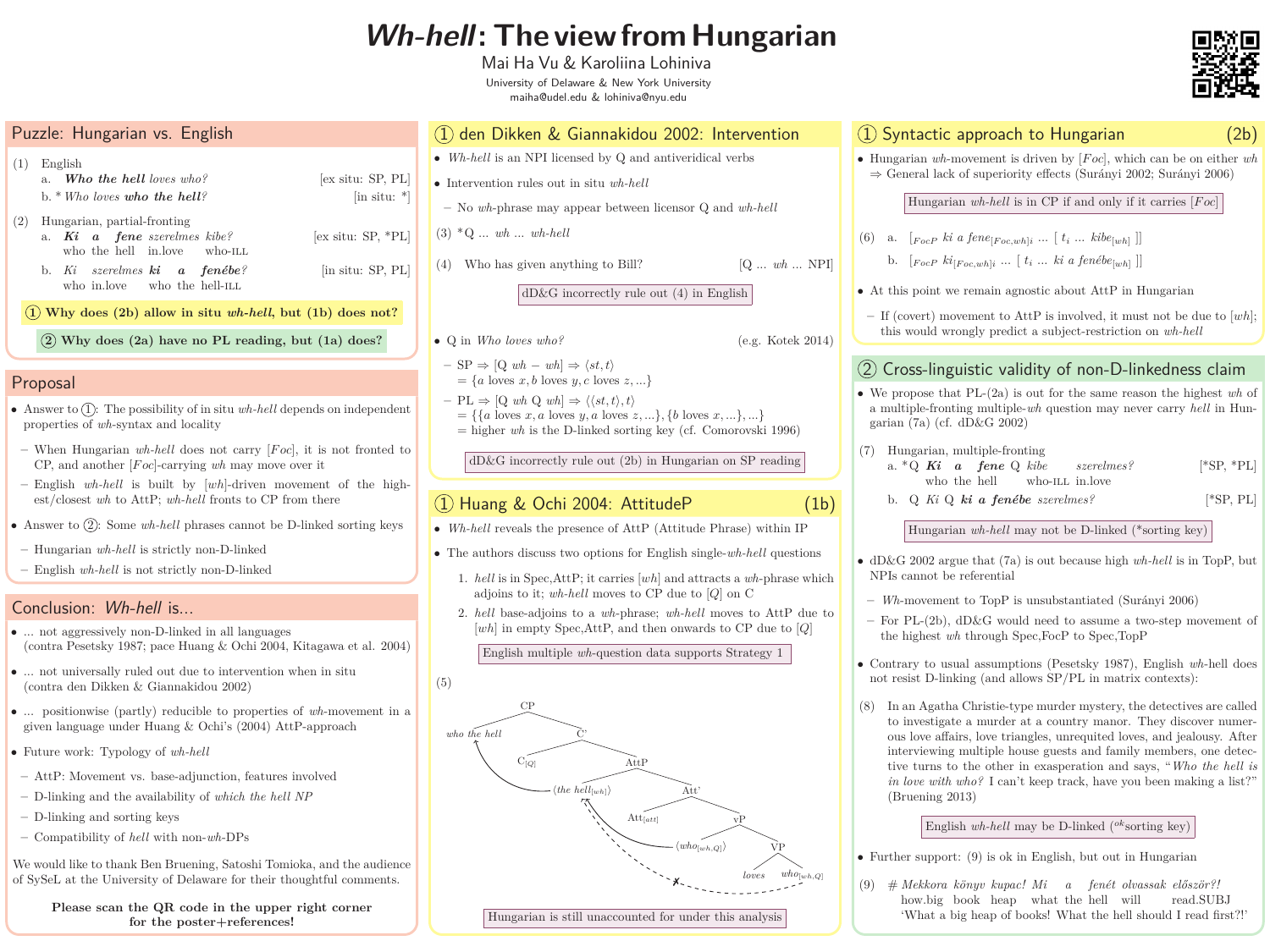# *Wh-hell*: The view from Hungarian

Mai Ha Vu & Karoliina Lohiniva

University of Delaware & New York University

maiha@udel.edu & lohiniva@nyu.edu

## Puzzle: Hungarian vs. English

(1) English

a. ***Who the hell*** *loves who?* [ex situ: SP, PL]

b. \* *Who loves* ***who the hell****?* [in situ: \*]

(2) Hungarian, partial-fronting

a. ***Ki a fene*** *szerelmes kibe?* [ex situ: SP, \*PL]
who the hell in.love who-ILL

b. *Ki szerelmes* ***ki a fenébe****?* [in situ: SP, PL]
who in.love who the hell-ILL

**① Why does (2b) allow in situ *wh-hell*, but (1b) does not?**

**② Why does (2a) have no PL reading, but (1a) does?**

## Proposal

- Answer to ①: The possibility of in situ *wh-hell* depends on independent properties of *wh*-syntax and locality
  - When Hungarian *wh-hell* does not carry [*Foc*], it is not fronted to CP, and another [*Foc*]-carrying *wh* may move over it
  - English *wh-hell* is built by [*wh*]-driven movement of the highest/closest *wh* to AttP; *wh-hell* fronts to CP from there
- Answer to ②: Some *wh-hell* phrases cannot be D-linked sorting keys
  - Hungarian *wh-hell* is strictly non-D-linked
  - English *wh-hell* is not strictly non-D-linked

## Conclusion: *Wh-hell* is...

- ... not aggressively non-D-linked in all languages (contra Pesetsky 1987; pace Huang & Ochi 2004, Kitagawa et al. 2004)
- ... not universally ruled out due to intervention when in situ (contra den Dikken & Giannakidou 2002)
- ... positionwise (partly) reducible to properties of *wh*-movement in a given language under Huang & Ochi's (2004) AttP-approach
- Future work: Typology of *wh-hell*
  - AttP: Movement vs. base-adjunction, features involved
  - D-linking and the availability of *which the hell NP*
  - D-linking and sorting keys
  - Compatibility of *hell* with non-*wh*-DPs

We would like to thank Ben Bruening, Satoshi Tomioka, and the audience of SySeL at the University of Delaware for their thoughtful comments.

**Please scan the QR code in the upper right corner for the poster+references!**

## ① den Dikken & Giannakidou 2002: Intervention

- *Wh-hell* is an NPI licensed by Q and antiveridical verbs
- Intervention rules out in situ *wh-hell*
  - No *wh*-phrase may appear between licensor Q and *wh-hell*

(3) \*Q ... *wh* ... *wh-hell*

(4) Who has given anything to Bill? [Q ... *wh* ... NPI]

dD&G incorrectly rule out (4) in English

- Q in *Who loves who?* (e.g. Kotek 2014)
  - SP ⇒ [Q *wh* – *wh*] ⇒ $\langle st,t \rangle$
    = {*a* loves *x*, *b* loves *y*, *c* loves *z*, ...}
  - PL ⇒ [Q *wh* Q *wh*] ⇒ $\langle\langle st,t\rangle,t\rangle$
    = {{*a* loves *x*, *a* loves *y*, *a* loves *z*, ...}, {*b* loves *x*, ...}, ...}
    = higher *wh* is the D-linked sorting key (cf. Comorovski 1996)

dD&G incorrectly rule out (2b) in Hungarian on SP reading

## ① Huang & Ochi 2004: AttitudeP (1b)

- *Wh-hell* reveals the presence of AttP (Attitude Phrase) within IP
- The authors discuss two options for English single-*wh-hell* questions
  1. *hell* is in Spec,AttP; it carries [*wh*] and attracts a *wh*-phrase which adjoins to it; *wh-hell* moves to CP due to [*Q*] on C
  2. *hell* base-adjoins to a *wh*-phrase; *wh-hell* moves to AttP due to [*wh*] in empty Spec,AttP, and then onwards to CP due to [*Q*]

English multiple *wh*-question data supports Strategy 1

(5) [CP *who the hell* [C' $C_{[Q]}$ [AttP ⟨*the hell*$_{[wh]}$⟩ [Att' $Att_{[att]}$ [vP ⟨*who*$_{[wh,Q]}$⟩ [VP *loves* *who*$_{[wh,Q]}$]]]]]]

Hungarian is still unaccounted for under this analysis

## ① Syntactic approach to Hungarian (2b)

- Hungarian *wh*-movement is driven by [*Foc*], which can be on either *wh*
  ⇒ General lack of superiority effects (Surányi 2002; Surányi 2006)

Hungarian *wh-hell* is in CP if and only if it carries [*Foc*]

(6) a. [$_{FocP}$ *ki a fene*$_{[Foc,wh]i}$ ... [ $t_i$ ... *kibe*$_{[wh]}$ ]]

b. [$_{FocP}$ *ki*$_{[Foc,wh]i}$ ... [ $t_i$ ... *ki a fenébe*$_{[wh]}$ ]]

- At this point we remain agnostic about AttP in Hungarian
  - If (covert) movement to AttP is involved, it must not be due to [*wh*]; this would wrongly predict a subject-restriction on *wh-hell*

## ② Cross-linguistic validity of non-D-linkedness claim

- We propose that PL-(2a) is out for the same reason the highest *wh* of a multiple-fronting multiple-*wh* question may never carry *hell* in Hungarian (7a) (cf. dD&G 2002)

(7) Hungarian, multiple-fronting

a. \*Q ***Ki a fene*** Q *kibe szerelmes?* [\*SP, \*PL]
who the hell who-ILL in.love

b. Q *Ki* Q ***ki a fenébe*** *szerelmes?* [\*SP, PL]

Hungarian *wh-hell* may not be D-linked (\*sorting key)

- dD&G 2002 argue that (7a) is out because high *wh-hell* is in TopP, but NPIs cannot be referential
  - *Wh*-movement to TopP is unsubstantiated (Surányi 2006)
  - For PL-(2b), dD&G would need to assume a two-step movement of the highest *wh* through Spec,FocP to Spec,TopP
- Contrary to usual assumptions (Pesetsky 1987), English *wh*-hell does not resist D-linking (and allows SP/PL in matrix contexts):

(8) In an Agatha Christie-type murder mystery, the detectives are called to investigate a murder at a country manor. They discover numerous love affairs, love triangles, unrequited loves, and jealousy. After interviewing multiple house guests and family members, one detective turns to the other in exasperation and says, "*Who the hell is in love with who?* I can't keep track, have you been making a list?" (Bruening 2013)

English *wh-hell* may be D-linked ($^{ok}$sorting key)

- Further support: (9) is ok in English, but out in Hungarian

(9) # *Mekkora könyv kupac! Mi a fenét olvassak először?!*
how.big book heap what the hell will read.SUBJ
'What a big heap of books! What the hell should I read first?!'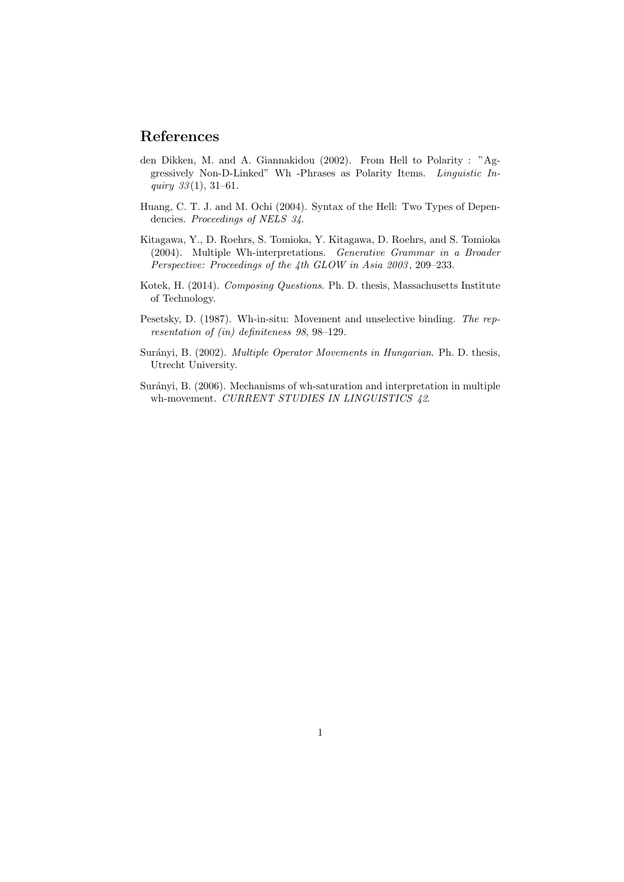## References

den Dikken, M. and A. Giannakidou (2002). From Hell to Polarity : "Aggressively Non-D-Linked" Wh -Phrases as Polarity Items. *Linguistic Inquiry 33*(1), 31–61.

Huang, C. T. J. and M. Ochi (2004). Syntax of the Hell: Two Types of Dependencies. *Proceedings of NELS 34*.

Kitagawa, Y., D. Roehrs, S. Tomioka, Y. Kitagawa, D. Roehrs, and S. Tomioka (2004). Multiple Wh-interpretations. *Generative Grammar in a Broader Perspective: Proceedings of the 4th GLOW in Asia 2003*, 209–233.

Kotek, H. (2014). *Composing Questions*. Ph. D. thesis, Massachusetts Institute of Technology.

Pesetsky, D. (1987). Wh-in-situ: Movement and unselective binding. *The representation of (in) definiteness 98*, 98–129.

Surányi, B. (2002). *Multiple Operator Movements in Hungarian*. Ph. D. thesis, Utrecht University.

Surányi, B. (2006). Mechanisms of wh-saturation and interpretation in multiple wh-movement. *CURRENT STUDIES IN LINGUISTICS 42*.